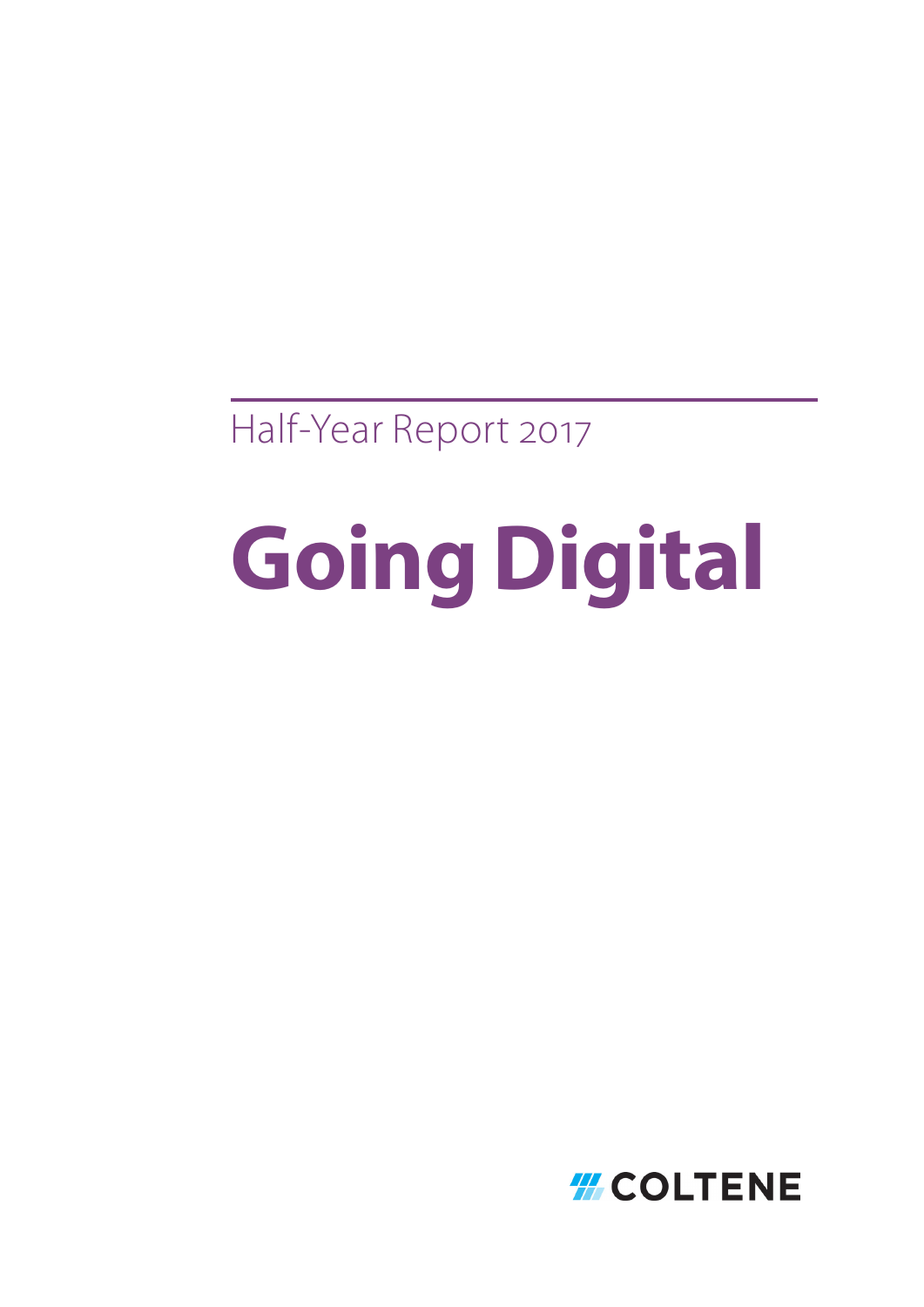Half-Year Report 2017

# Going Digital

COLTENE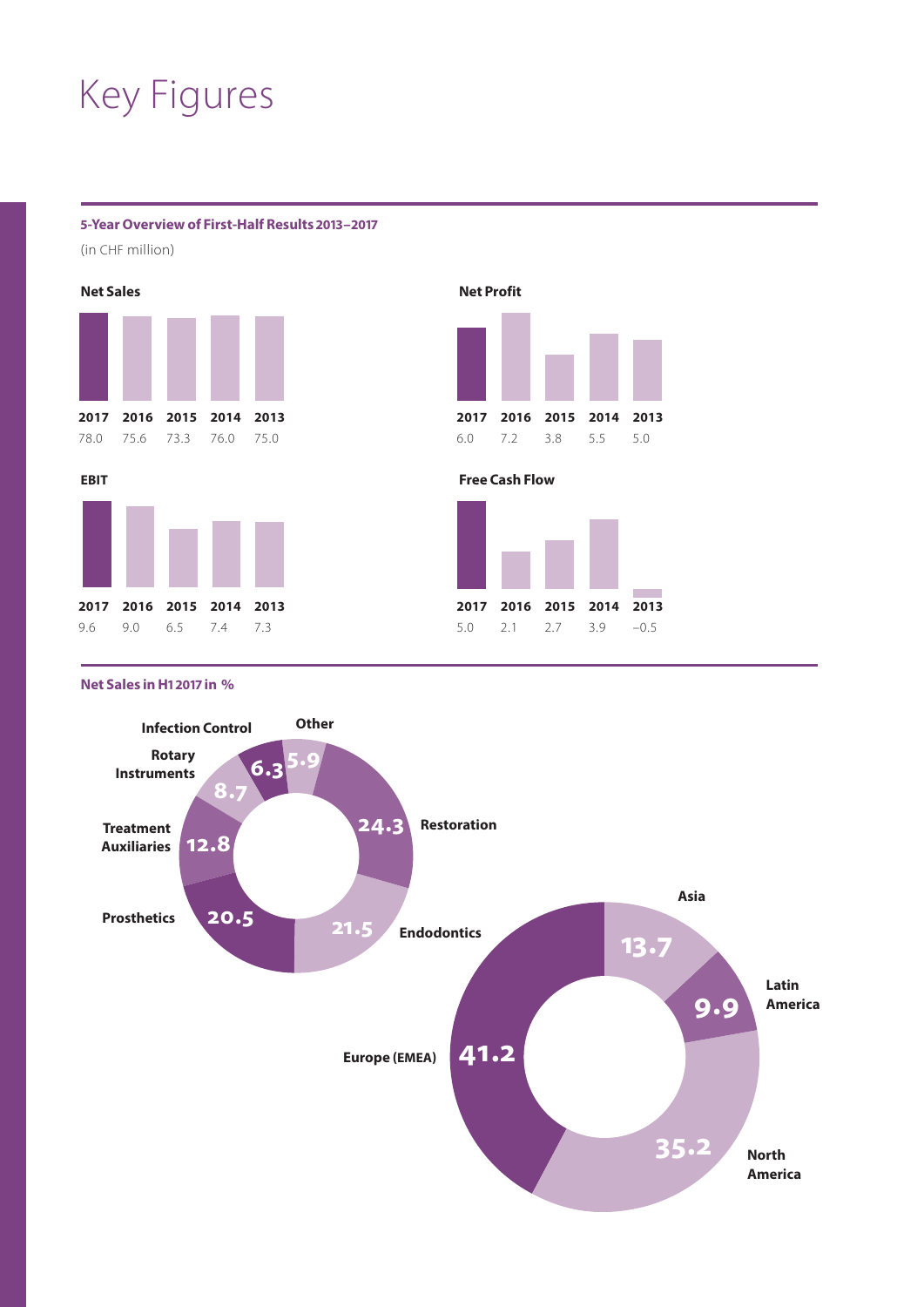# Key Figures

**5-Year Overview of First-Half Results 2013–2017**

(in CHF million)

**Net Sales**

| 2017 | 2016 | 2015 | 2014 | 2013 |
|---|---|---|---|---|
| 78.0 | 75.6 | 73.3 | 76.0 | 75.0 |

**Net Profit**

| 2017 | 2016 | 2015 | 2014 | 2013 |
|---|---|---|---|---|
| 6.0 | 7.2 | 3.8 | 5.5 | 5.0 |

**EBIT**

| 2017 | 2016 | 2015 | 2014 | 2013 |
|---|---|---|---|---|
| 9.6 | 9.0 | 6.5 | 7.4 | 7.3 |

**Free Cash Flow**

| 2017 | 2016 | 2015 | 2014 | 2013 |
|---|---|---|---|---|
| 5.0 | 2.1 | 2.7 | 3.9 | –0.5 |

**Net Sales in H1 2017 in %**

| Segment | % |
|---|---|
| Restoration | 24.3 |
| Endodontics | 21.5 |
| Prosthetics | 20.5 |
| Treatment Auxiliaries | 12.8 |
| Rotary Instruments | 8.7 |
| Infection Control | 6.3 |
| Other | 5.9 |

| Region | % |
|---|---|
| Europe (EMEA) | 41.2 |
| North America | 35.2 |
| Asia | 13.7 |
| Latin America | 9.9 |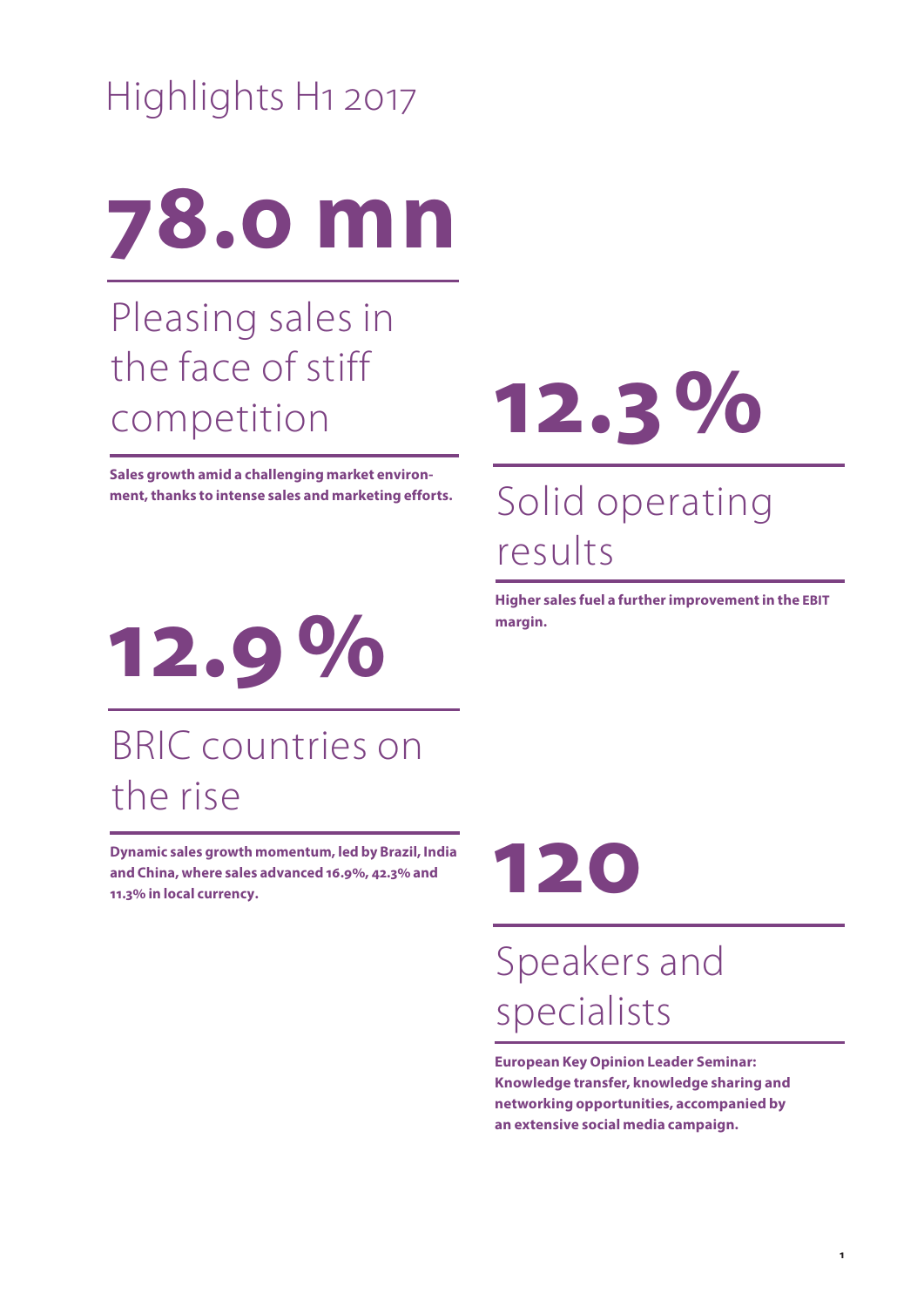# Highlights H1 2017

## 78.0 mn

### Pleasing sales in the face of stiff competition

**Sales growth amid a challenging market environment, thanks to intense sales and marketing efforts.**

## 12.9 %

### BRIC countries on the rise

**Dynamic sales growth momentum, led by Brazil, India and China, where sales advanced 16.9%, 42.3% and 11.3% in local currency.**

## 12.3 %

### Solid operating results

**Higher sales fuel a further improvement in the EBIT margin.**

## 120

### Speakers and specialists

**European Key Opinion Leader Seminar: Knowledge transfer, knowledge sharing and networking opportunities, accompanied by an extensive social media campaign.**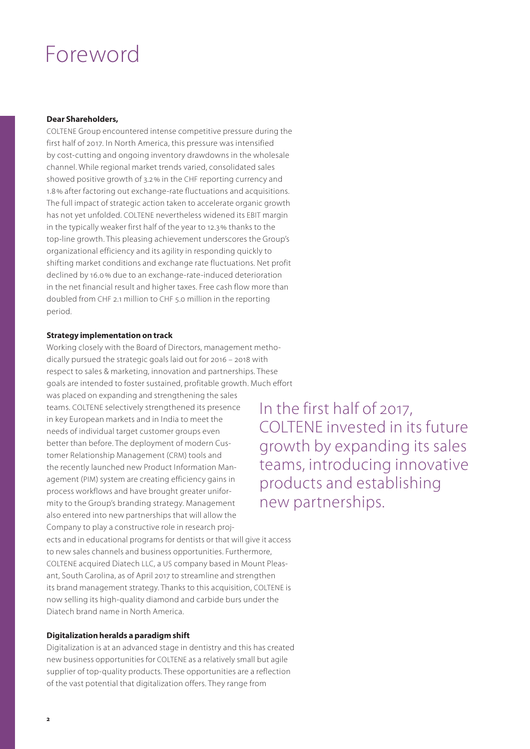# Foreword

**Dear Shareholders,**

COLTENE Group encountered intense competitive pressure during the first half of 2017. In North America, this pressure was intensified by cost-cutting and ongoing inventory drawdowns in the wholesale channel. While regional market trends varied, consolidated sales showed positive growth of 3.2% in the CHF reporting currency and 1.8% after factoring out exchange-rate fluctuations and acquisitions. The full impact of strategic action taken to accelerate organic growth has not yet unfolded. COLTENE nevertheless widened its EBIT margin in the typically weaker first half of the year to 12.3% thanks to the top-line growth. This pleasing achievement underscores the Group's organizational efficiency and its agility in responding quickly to shifting market conditions and exchange rate fluctuations. Net profit declined by 16.0% due to an exchange-rate-induced deterioration in the net financial result and higher taxes. Free cash flow more than doubled from CHF 2.1 million to CHF 5.0 million in the reporting period.

**Strategy implementation on track**

Working closely with the Board of Directors, management methodically pursued the strategic goals laid out for 2016 – 2018 with respect to sales & marketing, innovation and partnerships. These goals are intended to foster sustained, profitable growth. Much effort was placed on expanding and strengthening the sales teams. COLTENE selectively strengthened its presence in key European markets and in India to meet the needs of individual target customer groups even better than before. The deployment of modern Customer Relationship Management (CRM) tools and the recently launched new Product Information Management (PIM) system are creating efficiency gains in process workflows and have brought greater uniformity to the Group's branding strategy. Management also entered into new partnerships that will allow the Company to play a constructive role in research projects and in educational programs for dentists or that will give it access to new sales channels and business opportunities. Furthermore, COLTENE acquired Diatech LLC, a US company based in Mount Pleasant, South Carolina, as of April 2017 to streamline and strengthen its brand management strategy. Thanks to this acquisition, COLTENE is now selling its high-quality diamond and carbide burs under the Diatech brand name in North America.

> In the first half of 2017, COLTENE invested in its future growth by expanding its sales teams, introducing innovative products and establishing new partnerships.

**Digitalization heralds a paradigm shift**

Digitalization is at an advanced stage in dentistry and this has created new business opportunities for COLTENE as a relatively small but agile supplier of top-quality products. These opportunities are a reflection of the vast potential that digitalization offers. They range from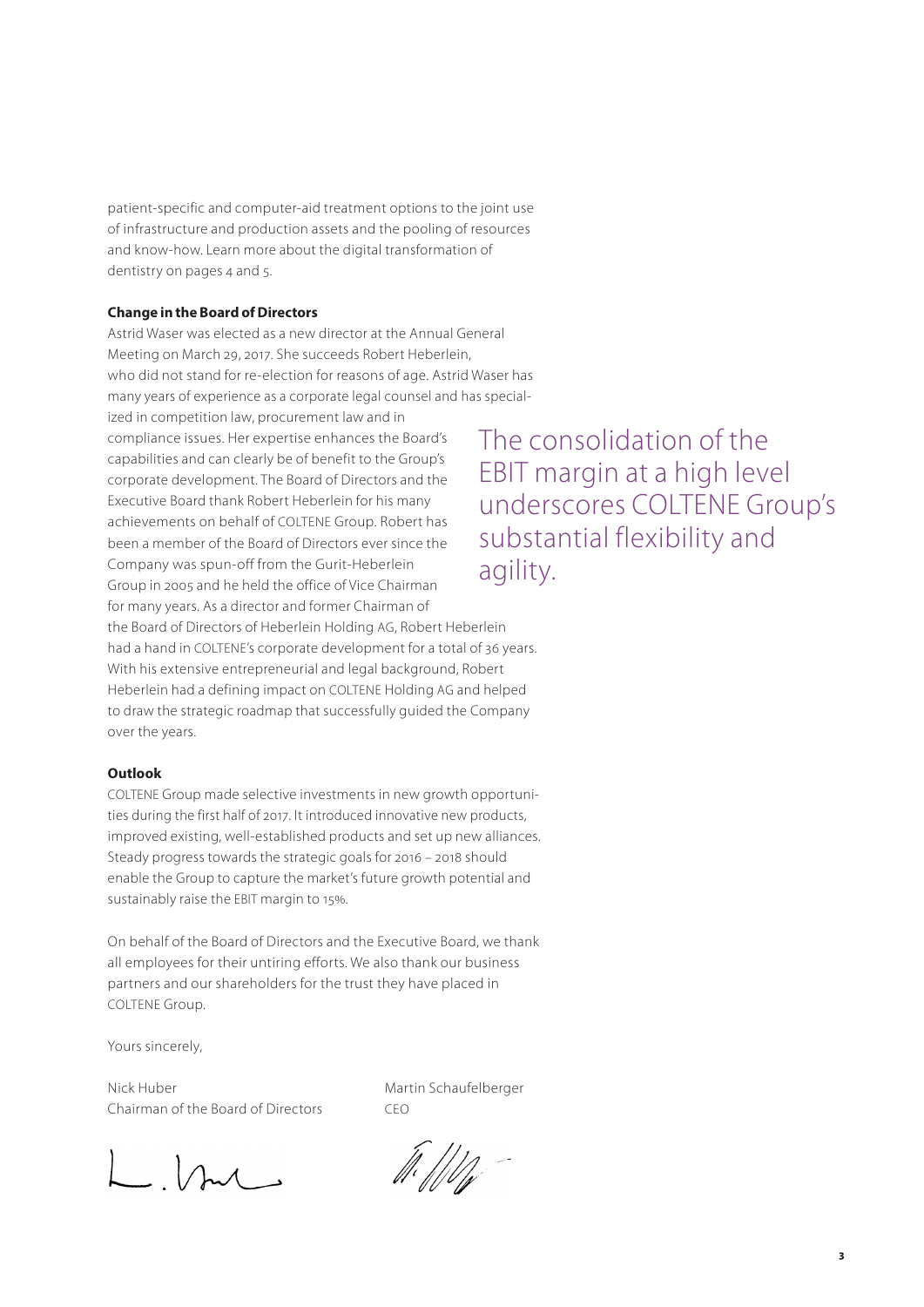patient-specific and computer-aid treatment options to the joint use of infrastructure and production assets and the pooling of resources and know-how. Learn more about the digital transformation of dentistry on pages 4 and 5.

**Change in the Board of Directors**

Astrid Waser was elected as a new director at the Annual General Meeting on March 29, 2017. She succeeds Robert Heberlein, who did not stand for re-election for reasons of age. Astrid Waser has many years of experience as a corporate legal counsel and has specialized in competition law, procurement law and in compliance issues. Her expertise enhances the Board's capabilities and can clearly be of benefit to the Group's corporate development. The Board of Directors and the Executive Board thank Robert Heberlein for his many achievements on behalf of COLTENE Group. Robert has been a member of the Board of Directors ever since the Company was spun-off from the Gurit-Heberlein Group in 2005 and he held the office of Vice Chairman for many years. As a director and former Chairman of the Board of Directors of Heberlein Holding AG, Robert Heberlein had a hand in COLTENE's corporate development for a total of 36 years. With his extensive entrepreneurial and legal background, Robert Heberlein had a defining impact on COLTENE Holding AG and helped to draw the strategic roadmap that successfully guided the Company over the years.

> The consolidation of the EBIT margin at a high level underscores COLTENE Group's substantial flexibility and agility.

**Outlook**

COLTENE Group made selective investments in new growth opportunities during the first half of 2017. It introduced innovative new products, improved existing, well-established products and set up new alliances. Steady progress towards the strategic goals for 2016 – 2018 should enable the Group to capture the market's future growth potential and sustainably raise the EBIT margin to 15%.

On behalf of the Board of Directors and the Executive Board, we thank all employees for their untiring efforts. We also thank our business partners and our shareholders for the trust they have placed in COLTENE Group.

Yours sincerely,

Nick Huber
Chairman of the Board of Directors

Martin Schaufelberger
CEO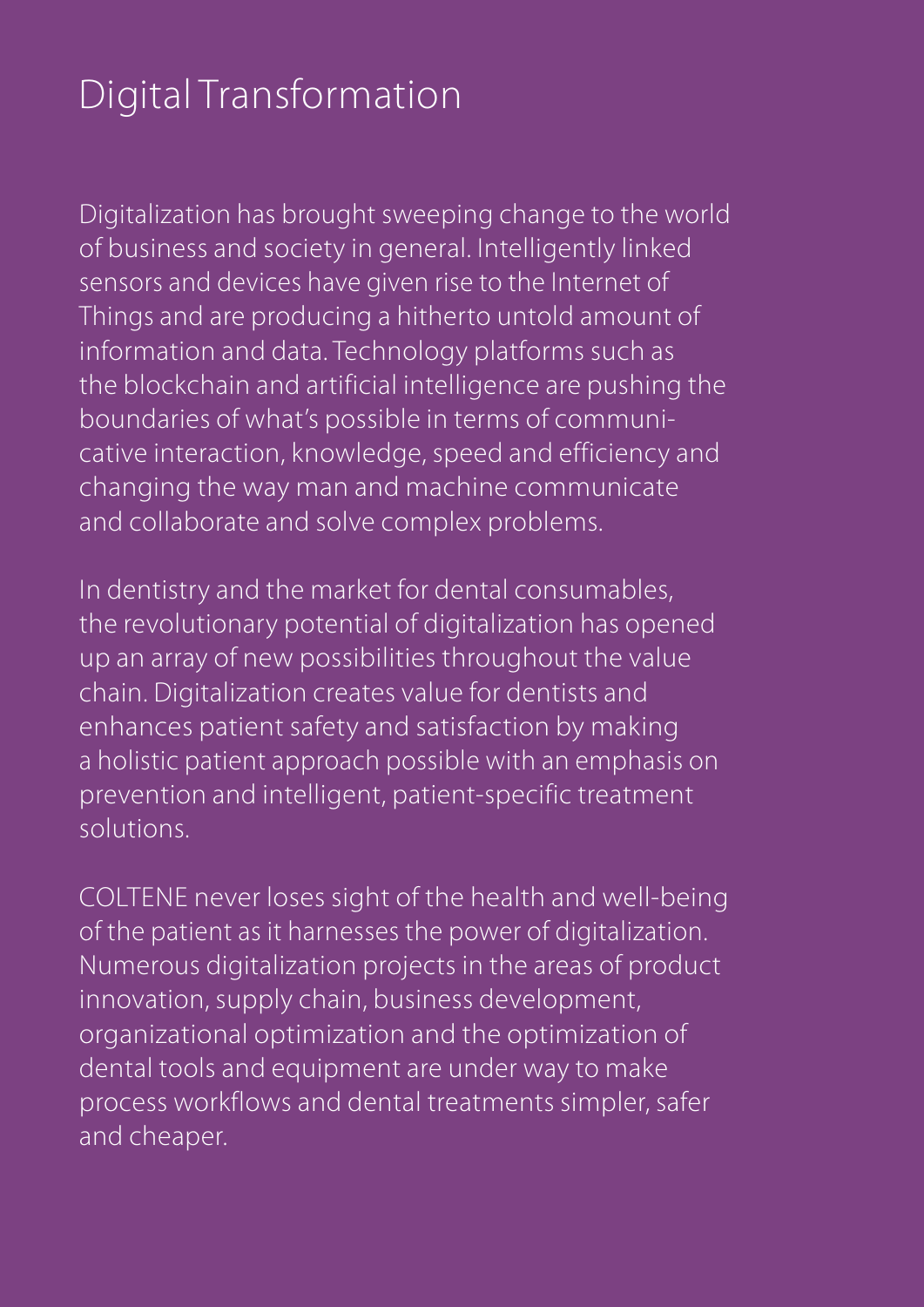# Digital Transformation

Digitalization has brought sweeping change to the world of business and society in general. Intelligently linked sensors and devices have given rise to the Internet of Things and are producing a hitherto untold amount of information and data. Technology platforms such as the blockchain and artificial intelligence are pushing the boundaries of what's possible in terms of communicative interaction, knowledge, speed and efficiency and changing the way man and machine communicate and collaborate and solve complex problems.

In dentistry and the market for dental consumables, the revolutionary potential of digitalization has opened up an array of new possibilities throughout the value chain. Digitalization creates value for dentists and enhances patient safety and satisfaction by making a holistic patient approach possible with an emphasis on prevention and intelligent, patient-specific treatment solutions.

COLTENE never loses sight of the health and well-being of the patient as it harnesses the power of digitalization. Numerous digitalization projects in the areas of product innovation, supply chain, business development, organizational optimization and the optimization of dental tools and equipment are under way to make process workflows and dental treatments simpler, safer and cheaper.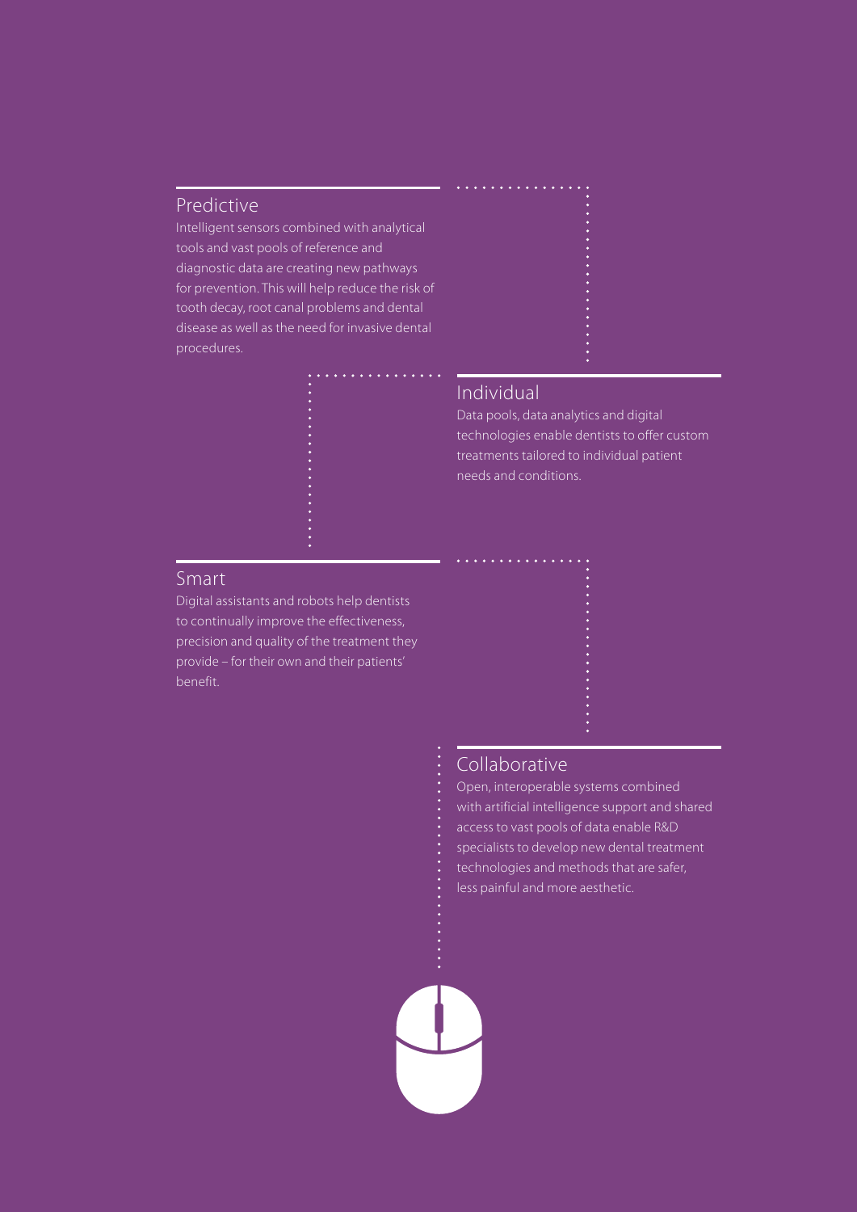## Predictive

Intelligent sensors combined with analytical tools and vast pools of reference and diagnostic data are creating new pathways for prevention. This will help reduce the risk of tooth decay, root canal problems and dental disease as well as the need for invasive dental procedures.

## Individual

Data pools, data analytics and digital technologies enable dentists to offer custom treatments tailored to individual patient needs and conditions.

## Smart

Digital assistants and robots help dentists to continually improve the effectiveness, precision and quality of the treatment they provide – for their own and their patients' benefit.

## Collaborative

Open, interoperable systems combined with artificial intelligence support and shared access to vast pools of data enable R&D specialists to develop new dental treatment technologies and methods that are safer, less painful and more aesthetic.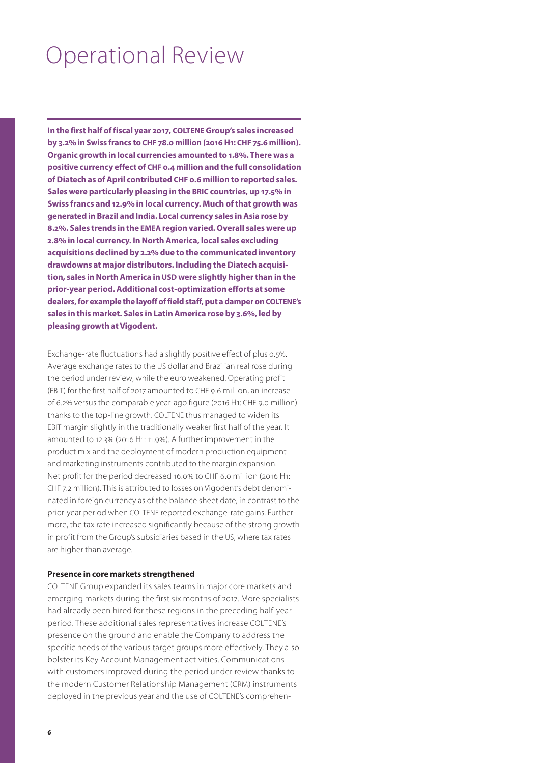# Operational Review

**In the first half of fiscal year 2017, COLTENE Group's sales increased by 3.2% in Swiss francs to CHF 78.0 million (2016 H1: CHF 75.6 million). Organic growth in local currencies amounted to 1.8%. There was a positive currency effect of CHF 0.4 million and the full consolidation of Diatech as of April contributed CHF 0.6 million to reported sales. Sales were particularly pleasing in the BRIC countries, up 17.5% in Swiss francs and 12.9% in local currency. Much of that growth was generated in Brazil and India. Local currency sales in Asia rose by 8.2%. Sales trends in the EMEA region varied. Overall sales were up 2.8% in local currency. In North America, local sales excluding acquisitions declined by 2.2% due to the communicated inventory drawdowns at major distributors. Including the Diatech acquisition, sales in North America in USD were slightly higher than in the prior-year period. Additional cost-optimization efforts at some dealers, for example the layoff of field staff, put a damper on COLTENE's sales in this market. Sales in Latin America rose by 3.6%, led by pleasing growth at Vigodent.**

Exchange-rate fluctuations had a slightly positive effect of plus 0.5%. Average exchange rates to the US dollar and Brazilian real rose during the period under review, while the euro weakened. Operating profit (EBIT) for the first half of 2017 amounted to CHF 9.6 million, an increase of 6.2% versus the comparable year-ago figure (2016 H1: CHF 9.0 million) thanks to the top-line growth. COLTENE thus managed to widen its EBIT margin slightly in the traditionally weaker first half of the year. It amounted to 12.3% (2016 H1: 11.9%). A further improvement in the product mix and the deployment of modern production equipment and marketing instruments contributed to the margin expansion. Net profit for the period decreased 16.0% to CHF 6.0 million (2016 H1: CHF 7.2 million). This is attributed to losses on Vigodent's debt denominated in foreign currency as of the balance sheet date, in contrast to the prior-year period when COLTENE reported exchange-rate gains. Furthermore, the tax rate increased significantly because of the strong growth in profit from the Group's subsidiaries based in the US, where tax rates are higher than average.

**Presence in core markets strengthened**

COLTENE Group expanded its sales teams in major core markets and emerging markets during the first six months of 2017. More specialists had already been hired for these regions in the preceding half-year period. These additional sales representatives increase COLTENE's presence on the ground and enable the Company to address the specific needs of the various target groups more effectively. They also bolster its Key Account Management activities. Communications with customers improved during the period under review thanks to the modern Customer Relationship Management (CRM) instruments deployed in the previous year and the use of COLTENE's comprehen-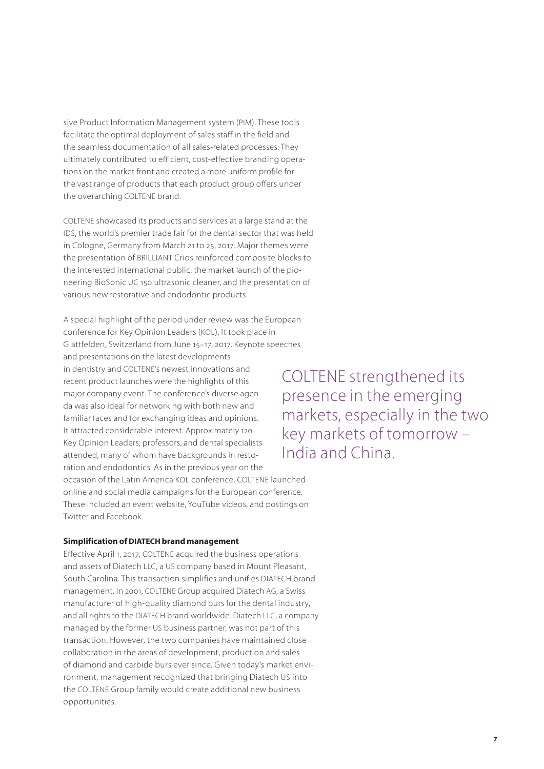sive Product Information Management system (PIM). These tools facilitate the optimal deployment of sales staff in the field and the seamless documentation of all sales-related processes. They ultimately contributed to efficient, cost-effective branding operations on the market front and created a more uniform profile for the vast range of products that each product group offers under the overarching COLTENE brand.

COLTENE showcased its products and services at a large stand at the IDS, the world's premier trade fair for the dental sector that was held in Cologne, Germany from March 21 to 25, 2017. Major themes were the presentation of BRILLIANT Crios reinforced composite blocks to the interested international public, the market launch of the pioneering BioSonic UC 150 ultrasonic cleaner, and the presentation of various new restorative and endodontic products.

A special highlight of the period under review was the European conference for Key Opinion Leaders (KOL). It took place in Glattfelden, Switzerland from June 15–17, 2017. Keynote speeches and presentations on the latest developments in dentistry and COLTENE's newest innovations and recent product launches were the highlights of this major company event. The conference's diverse agenda was also ideal for networking with both new and familiar faces and for exchanging ideas and opinions. It attracted considerable interest. Approximately 120 Key Opinion Leaders, professors, and dental specialists attended, many of whom have backgrounds in restoration and endodontics. As in the previous year on the occasion of the Latin America KOL conference, COLTENE launched online and social media campaigns for the European conference. These included an event website, YouTube videos, and postings on Twitter and Facebook.

> COLTENE strengthened its presence in the emerging markets, especially in the two key markets of tomorrow – India and China.

**Simplification of DIATECH brand management**

Effective April 1, 2017, COLTENE acquired the business operations and assets of Diatech LLC, a US company based in Mount Pleasant, South Carolina. This transaction simplifies and unifies DIATECH brand management. In 2001, COLTENE Group acquired Diatech AG, a Swiss manufacturer of high-quality diamond burs for the dental industry, and all rights to the DIATECH brand worldwide. Diatech LLC, a company managed by the former US business partner, was not part of this transaction. However, the two companies have maintained close collaboration in the areas of development, production and sales of diamond and carbide burs ever since. Given today's market environment, management recognized that bringing Diatech US into the COLTENE Group family would create additional new business opportunities.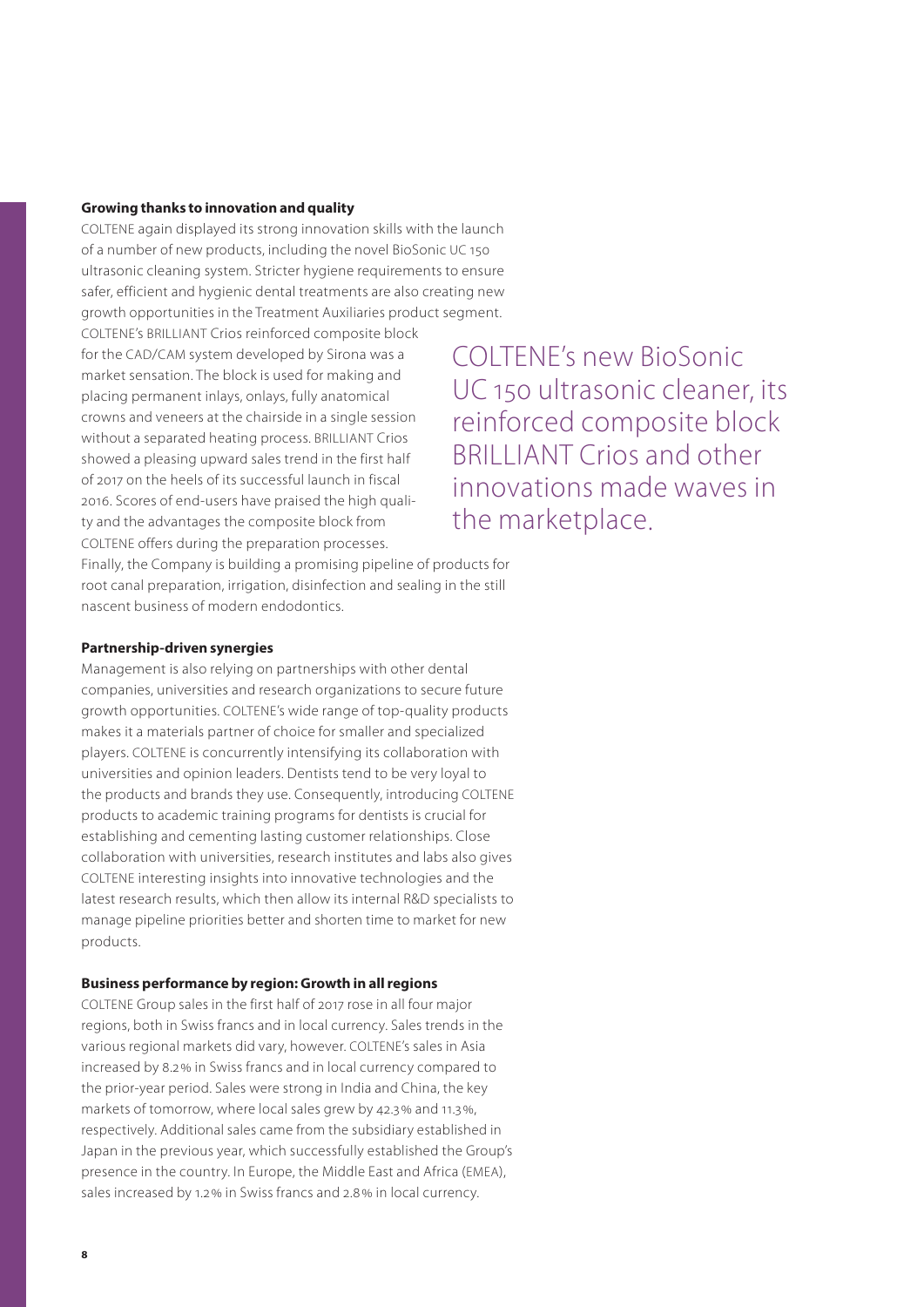### Growing thanks to innovation and quality

COLTENE again displayed its strong innovation skills with the launch of a number of new products, including the novel BioSonic UC 150 ultrasonic cleaning system. Stricter hygiene requirements to ensure safer, efficient and hygienic dental treatments are also creating new growth opportunities in the Treatment Auxiliaries product segment. COLTENE's BRILLIANT Crios reinforced composite block for the CAD/CAM system developed by Sirona was a market sensation. The block is used for making and placing permanent inlays, onlays, fully anatomical crowns and veneers at the chairside in a single session without a separated heating process. BRILLIANT Crios showed a pleasing upward sales trend in the first half of 2017 on the heels of its successful launch in fiscal 2016. Scores of end-users have praised the high quality and the advantages the composite block from COLTENE offers during the preparation processes. Finally, the Company is building a promising pipeline of products for root canal preparation, irrigation, disinfection and sealing in the still nascent business of modern endodontics.

> COLTENE's new BioSonic UC 150 ultrasonic cleaner, its reinforced composite block BRILLIANT Crios and other innovations made waves in the marketplace.

### Partnership-driven synergies

Management is also relying on partnerships with other dental companies, universities and research organizations to secure future growth opportunities. COLTENE's wide range of top-quality products makes it a materials partner of choice for smaller and specialized players. COLTENE is concurrently intensifying its collaboration with universities and opinion leaders. Dentists tend to be very loyal to the products and brands they use. Consequently, introducing COLTENE products to academic training programs for dentists is crucial for establishing and cementing lasting customer relationships. Close collaboration with universities, research institutes and labs also gives COLTENE interesting insights into innovative technologies and the latest research results, which then allow its internal R&D specialists to manage pipeline priorities better and shorten time to market for new products.

### Business performance by region: Growth in all regions

COLTENE Group sales in the first half of 2017 rose in all four major regions, both in Swiss francs and in local currency. Sales trends in the various regional markets did vary, however. COLTENE's sales in Asia increased by 8.2% in Swiss francs and in local currency compared to the prior-year period. Sales were strong in India and China, the key markets of tomorrow, where local sales grew by 42.3% and 11.3%, respectively. Additional sales came from the subsidiary established in Japan in the previous year, which successfully established the Group's presence in the country. In Europe, the Middle East and Africa (EMEA), sales increased by 1.2% in Swiss francs and 2.8% in local currency.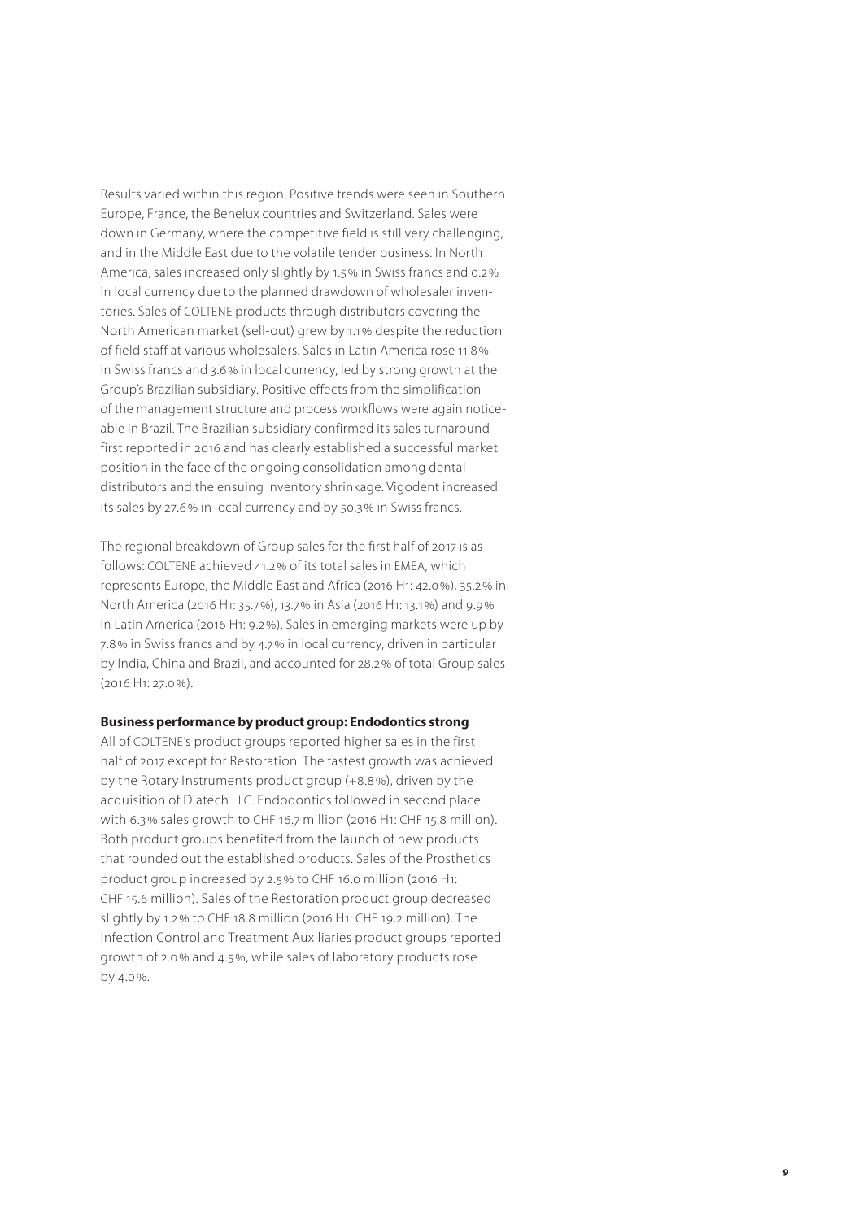Results varied within this region. Positive trends were seen in Southern Europe, France, the Benelux countries and Switzerland. Sales were down in Germany, where the competitive field is still very challenging, and in the Middle East due to the volatile tender business. In North America, sales increased only slightly by 1.5% in Swiss francs and 0.2% in local currency due to the planned drawdown of wholesaler inventories. Sales of COLTENE products through distributors covering the North American market (sell-out) grew by 1.1% despite the reduction of field staff at various wholesalers. Sales in Latin America rose 11.8% in Swiss francs and 3.6% in local currency, led by strong growth at the Group's Brazilian subsidiary. Positive effects from the simplification of the management structure and process workflows were again noticeable in Brazil. The Brazilian subsidiary confirmed its sales turnaround first reported in 2016 and has clearly established a successful market position in the face of the ongoing consolidation among dental distributors and the ensuing inventory shrinkage. Vigodent increased its sales by 27.6% in local currency and by 50.3% in Swiss francs.

The regional breakdown of Group sales for the first half of 2017 is as follows: COLTENE achieved 41.2% of its total sales in EMEA, which represents Europe, the Middle East and Africa (2016 H1: 42.0%), 35.2% in North America (2016 H1: 35.7%), 13.7% in Asia (2016 H1: 13.1%) and 9.9% in Latin America (2016 H1: 9.2%). Sales in emerging markets were up by 7.8% in Swiss francs and by 4.7% in local currency, driven in particular by India, China and Brazil, and accounted for 28.2% of total Group sales (2016 H1: 27.0%).

**Business performance by product group: Endodontics strong**

All of COLTENE's product groups reported higher sales in the first half of 2017 except for Restoration. The fastest growth was achieved by the Rotary Instruments product group (+8.8%), driven by the acquisition of Diatech LLC. Endodontics followed in second place with 6.3% sales growth to CHF 16.7 million (2016 H1: CHF 15.8 million). Both product groups benefited from the launch of new products that rounded out the established products. Sales of the Prosthetics product group increased by 2.5% to CHF 16.0 million (2016 H1: CHF 15.6 million). Sales of the Restoration product group decreased slightly by 1.2% to CHF 18.8 million (2016 H1: CHF 19.2 million). The Infection Control and Treatment Auxiliaries product groups reported growth of 2.0% and 4.5%, while sales of laboratory products rose by 4.0%.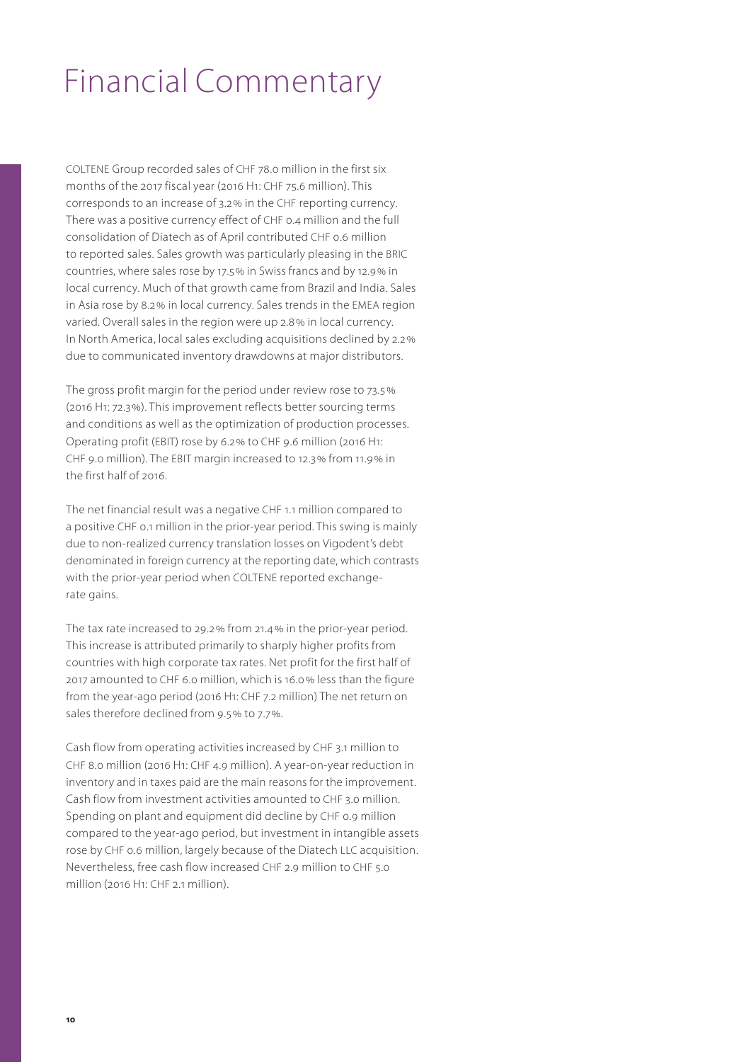# Financial Commentary

COLTENE Group recorded sales of CHF 78.0 million in the first six months of the 2017 fiscal year (2016 H1: CHF 75.6 million). This corresponds to an increase of 3.2% in the CHF reporting currency. There was a positive currency effect of CHF 0.4 million and the full consolidation of Diatech as of April contributed CHF 0.6 million to reported sales. Sales growth was particularly pleasing in the BRIC countries, where sales rose by 17.5% in Swiss francs and by 12.9% in local currency. Much of that growth came from Brazil and India. Sales in Asia rose by 8.2% in local currency. Sales trends in the EMEA region varied. Overall sales in the region were up 2.8% in local currency. In North America, local sales excluding acquisitions declined by 2.2% due to communicated inventory drawdowns at major distributors.

The gross profit margin for the period under review rose to 73.5% (2016 H1: 72.3%). This improvement reflects better sourcing terms and conditions as well as the optimization of production processes. Operating profit (EBIT) rose by 6.2% to CHF 9.6 million (2016 H1: CHF 9.0 million). The EBIT margin increased to 12.3% from 11.9% in the first half of 2016.

The net financial result was a negative CHF 1.1 million compared to a positive CHF 0.1 million in the prior-year period. This swing is mainly due to non-realized currency translation losses on Vigodent's debt denominated in foreign currency at the reporting date, which contrasts with the prior-year period when COLTENE reported exchange-rate gains.

The tax rate increased to 29.2% from 21.4% in the prior-year period. This increase is attributed primarily to sharply higher profits from countries with high corporate tax rates. Net profit for the first half of 2017 amounted to CHF 6.0 million, which is 16.0% less than the figure from the year-ago period (2016 H1: CHF 7.2 million) The net return on sales therefore declined from 9.5% to 7.7%.

Cash flow from operating activities increased by CHF 3.1 million to CHF 8.0 million (2016 H1: CHF 4.9 million). A year-on-year reduction in inventory and in taxes paid are the main reasons for the improvement. Cash flow from investment activities amounted to CHF 3.0 million. Spending on plant and equipment did decline by CHF 0.9 million compared to the year-ago period, but investment in intangible assets rose by CHF 0.6 million, largely because of the Diatech LLC acquisition. Nevertheless, free cash flow increased CHF 2.9 million to CHF 5.0 million (2016 H1: CHF 2.1 million).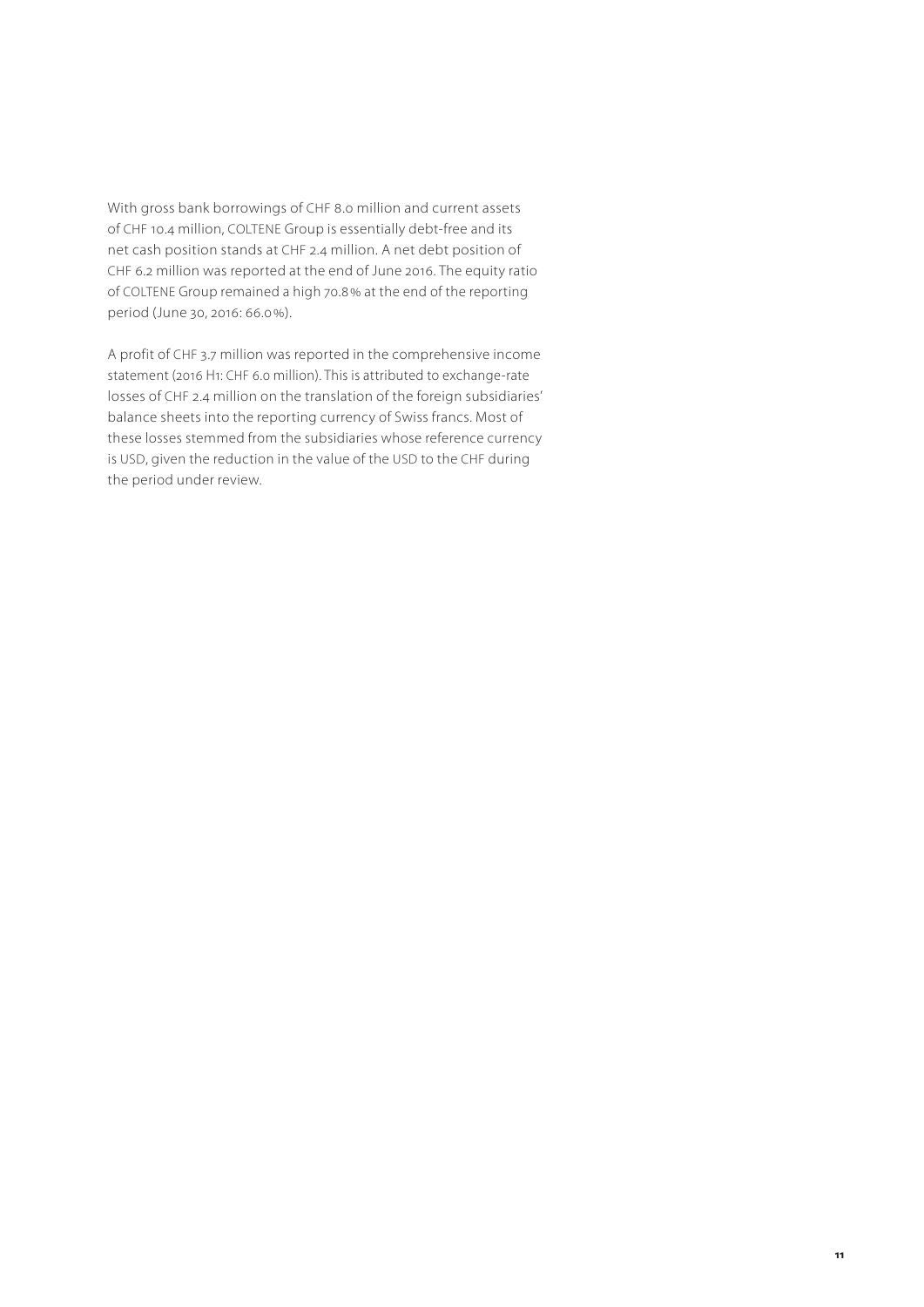With gross bank borrowings of CHF 8.0 million and current assets of CHF 10.4 million, COLTENE Group is essentially debt-free and its net cash position stands at CHF 2.4 million. A net debt position of CHF 6.2 million was reported at the end of June 2016. The equity ratio of COLTENE Group remained a high 70.8% at the end of the reporting period (June 30, 2016: 66.0%).

A profit of CHF 3.7 million was reported in the comprehensive income statement (2016 H1: CHF 6.0 million). This is attributed to exchange-rate losses of CHF 2.4 million on the translation of the foreign subsidiaries' balance sheets into the reporting currency of Swiss francs. Most of these losses stemmed from the subsidiaries whose reference currency is USD, given the reduction in the value of the USD to the CHF during the period under review.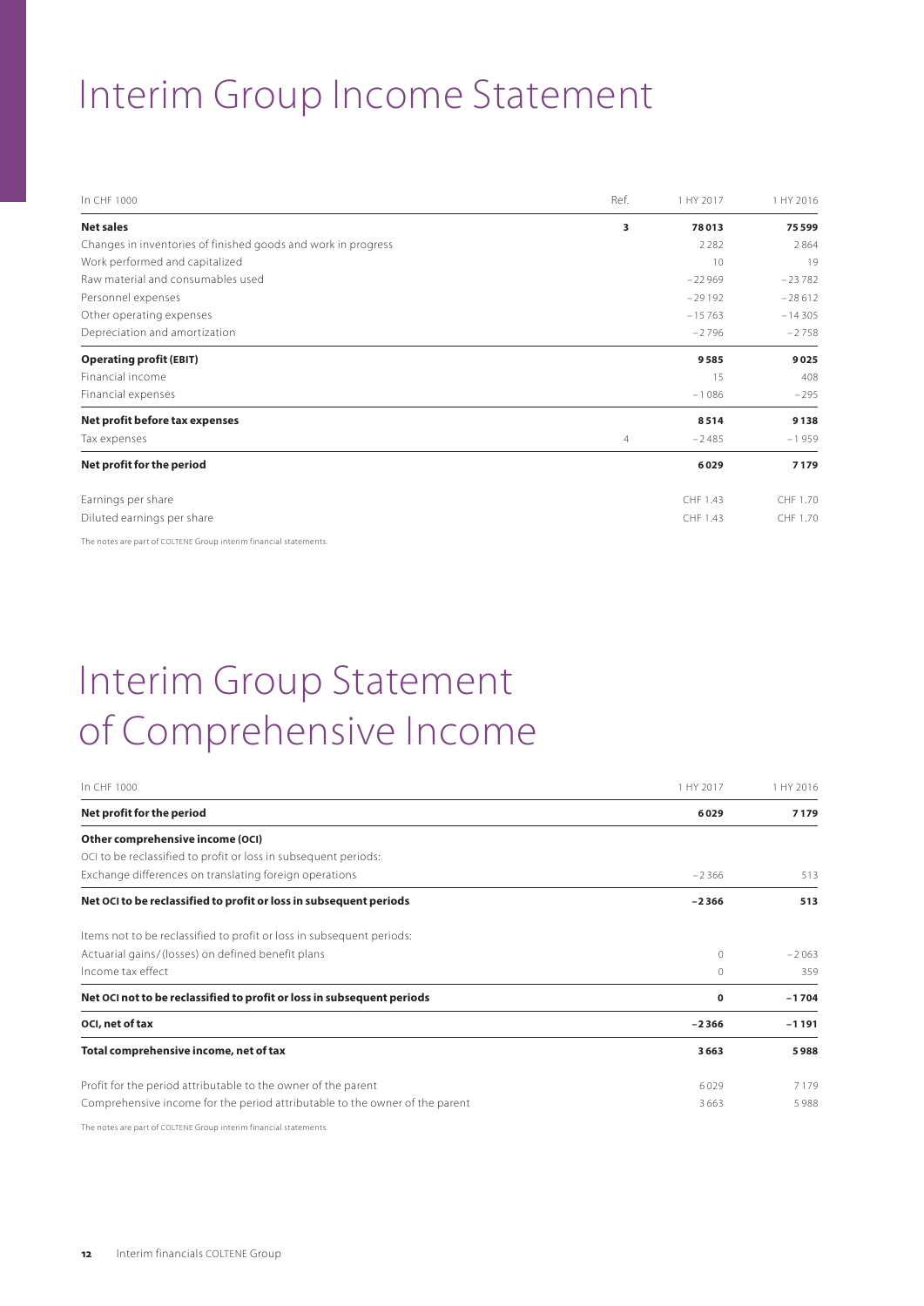# Interim Group Income Statement

| In CHF 1000 | Ref. | 1 HY 2017 | 1 HY 2016 |
|---|---|---|---|
| **Net sales** | **3** | **78 013** | **75 599** |
| Changes in inventories of finished goods and work in progress | | 2 282 | 2 864 |
| Work performed and capitalized | | 10 | 19 |
| Raw material and consumables used | | –22 969 | –23 782 |
| Personnel expenses | | –29 192 | –28 612 |
| Other operating expenses | | –15 763 | –14 305 |
| Depreciation and amortization | | –2 796 | –2 758 |
| **Operating profit (EBIT)** | | **9 585** | **9 025** |
| Financial income | | 15 | 408 |
| Financial expenses | | –1 086 | –295 |
| **Net profit before tax expenses** | | **8 514** | **9 138** |
| Tax expenses | 4 | –2 485 | –1 959 |
| **Net profit for the period** | | **6 029** | **7 179** |
| Earnings per share | | CHF 1.43 | CHF 1.70 |
| Diluted earnings per share | | CHF 1.43 | CHF 1.70 |

The notes are part of COLTENE Group interim financial statements.

# Interim Group Statement of Comprehensive Income

| In CHF 1000 | 1 HY 2017 | 1 HY 2016 |
|---|---|---|
| **Net profit for the period** | **6 029** | **7 179** |
| **Other comprehensive income (OCI)** | | |
| OCI to be reclassified to profit or loss in subsequent periods: | | |
| Exchange differences on translating foreign operations | –2 366 | 513 |
| **Net OCI to be reclassified to profit or loss in subsequent periods** | **–2 366** | **513** |
| Items not to be reclassified to profit or loss in subsequent periods: | | |
| Actuarial gains/(losses) on defined benefit plans | 0 | –2 063 |
| Income tax effect | 0 | 359 |
| **Net OCI not to be reclassified to profit or loss in subsequent periods** | **0** | **–1 704** |
| **OCI, net of tax** | **–2 366** | **–1 191** |
| **Total comprehensive income, net of tax** | **3 663** | **5 988** |
| Profit for the period attributable to the owner of the parent | 6 029 | 7 179 |
| Comprehensive income for the period attributable to the owner of the parent | 3 663 | 5 988 |

The notes are part of COLTENE Group interim financial statements.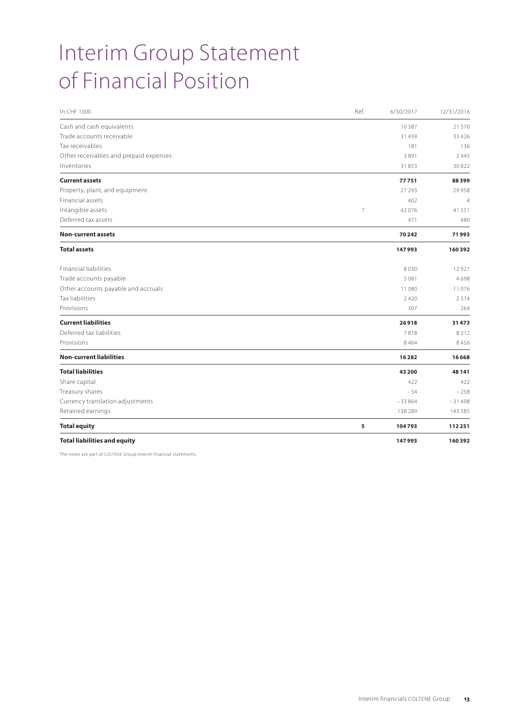# Interim Group Statement of Financial Position

| In CHF 1000 | Ref. | 6/30/2017 | 12/31/2016 |
|---|---|---|---|
| Cash and cash equivalents | | 10 387 | 21 570 |
| Trade accounts receivable | | 31 439 | 33 426 |
| Tax receivables | | 181 | 136 |
| Other receivables and prepaid expenses | | 3 891 | 2 445 |
| Inventories | | 31 853 | 30 822 |
| **Current assets** | | **77 751** | **88 399** |
| Property, plant, and equipment | | 27 293 | 29 958 |
| Financial assets | | 402 | 4 |
| Intangible assets | 7 | 42 076 | 41 551 |
| Deferred tax assets | | 471 | 480 |
| **Non-current assets** | | **70 242** | **71 993** |
| **Total assets** | | **147 993** | **160 392** |
| Financial liabilities | | 8 030 | 12 921 |
| Trade accounts payable | | 5 081 | 4 698 |
| Other accounts payable and accruals | | 11 080 | 11 076 |
| Tax liabilities | | 2 420 | 2 514 |
| Provisions | | 307 | 264 |
| **Current liabilities** | | **26 918** | **31 473** |
| Deferred tax liabilities | | 7 818 | 8 212 |
| Provisions | | 8 464 | 8 456 |
| **Non-current liabilities** | | **16 282** | **16 668** |
| **Total liabilities** | | **43 200** | **48 141** |
| Share capital | | 422 | 422 |
| Treasury shares | | −54 | −258 |
| Currency translation adjustments | | −33 864 | −31 498 |
| Retained earnings | | 138 289 | 143 585 |
| **Total equity** | **5** | **104 793** | **112 251** |
| **Total liabilities and equity** | | **147 993** | **160 392** |

The notes are part of COLTENE Group interim financial statements.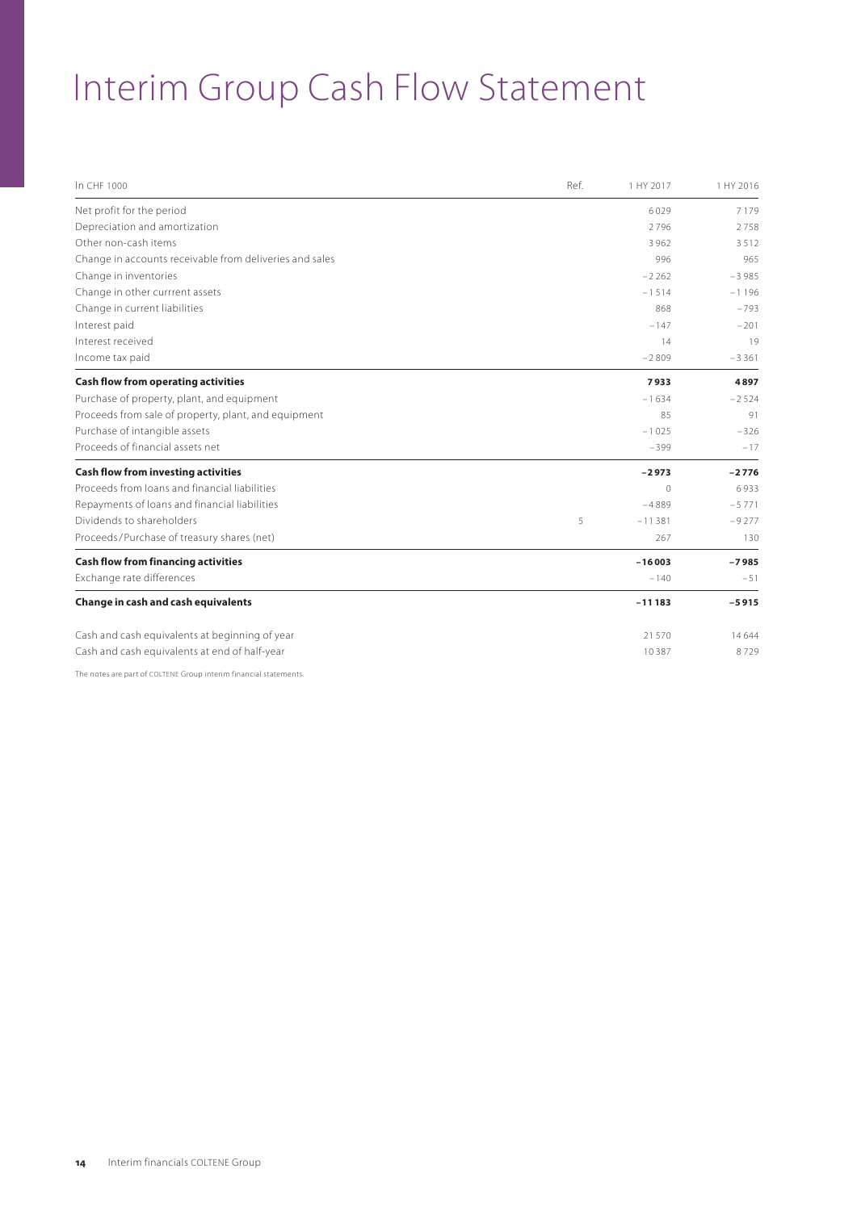# Interim Group Cash Flow Statement

| In CHF 1000 | Ref. | 1 HY 2017 | 1 HY 2016 |
|---|---|---|---|
| Net profit for the period | | 6 029 | 7 179 |
| Depreciation and amortization | | 2 796 | 2 758 |
| Other non-cash items | | 3 962 | 3 512 |
| Change in accounts receivable from deliveries and sales | | 996 | 965 |
| Change in inventories | | –2 262 | –3 985 |
| Change in other currrent assets | | –1 514 | –1 196 |
| Change in current liabilities | | 868 | –793 |
| Interest paid | | –147 | –201 |
| Interest received | | 14 | 19 |
| Income tax paid | | –2 809 | –3 361 |
| **Cash flow from operating activities** | | **7 933** | **4 897** |
| Purchase of property, plant, and equipment | | –1 634 | –2 524 |
| Proceeds from sale of property, plant, and equipment | | 85 | 91 |
| Purchase of intangible assets | | –1 025 | –326 |
| Proceeds of financial assets net | | –399 | –17 |
| **Cash flow from investing activities** | | **–2 973** | **–2 776** |
| Proceeds from loans and financial liabilities | | 0 | 6 933 |
| Repayments of loans and financial liabilities | | –4 889 | –5 771 |
| Dividends to shareholders | 5 | –11 381 | –9 277 |
| Proceeds/Purchase of treasury shares (net) | | 267 | 130 |
| **Cash flow from financing activities** | | **–16 003** | **–7 985** |
| Exchange rate differences | | –140 | –51 |
| **Change in cash and cash equivalents** | | **–11 183** | **–5 915** |
| Cash and cash equivalents at beginning of year | | 21 570 | 14 644 |
| Cash and cash equivalents at end of half-year | | 10 387 | 8 729 |

The notes are part of COLTENE Group interim financial statements.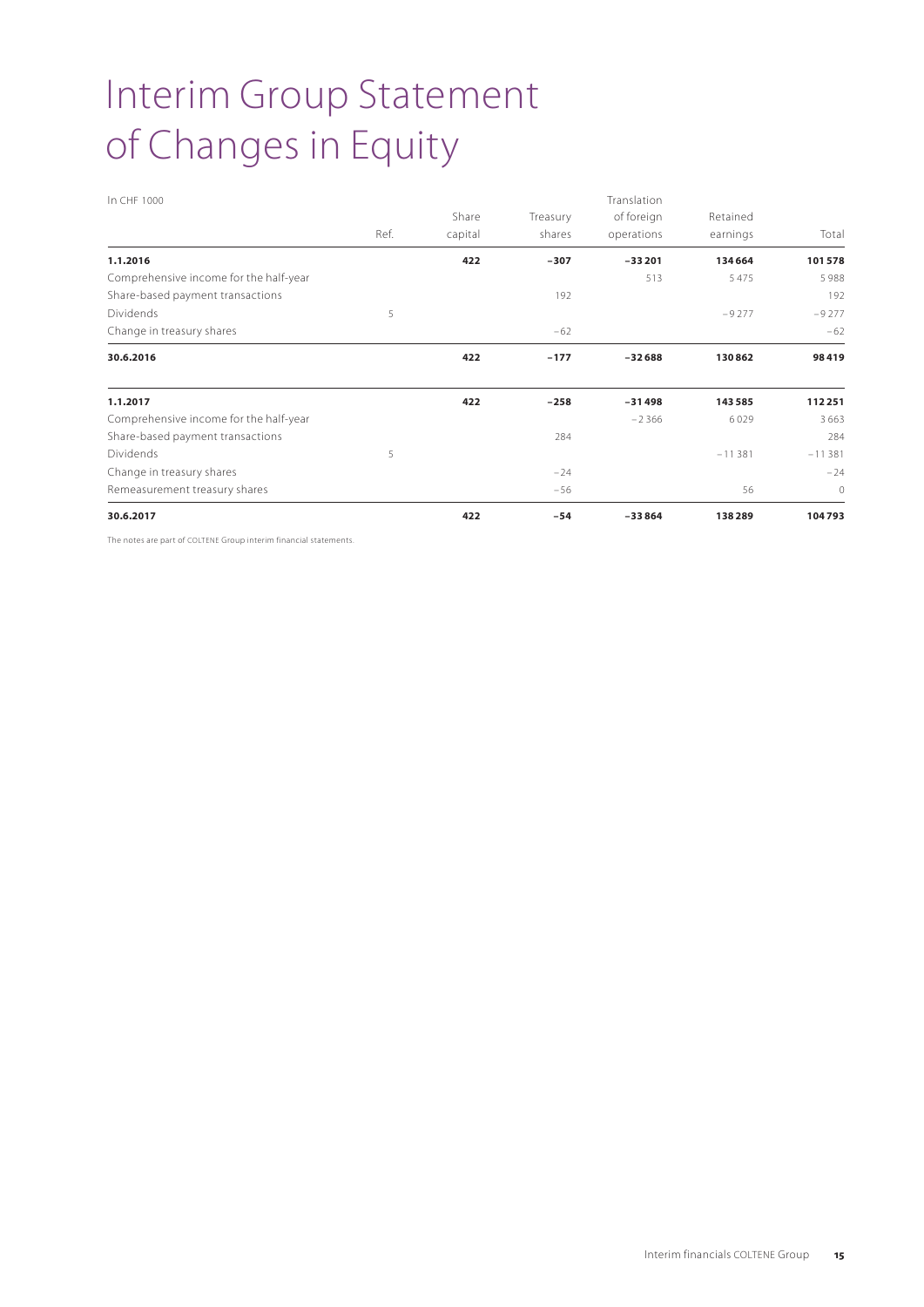# Interim Group Statement of Changes in Equity

| In CHF 1000 | Ref. | Share capital | Treasury shares | Translation of foreign operations | Retained earnings | Total |
|---|---|---|---|---|---|---|
| **1.1.2016** | | **422** | **–307** | **–33 201** | **134 664** | **101 578** |
| Comprehensive income for the half-year | | | | 513 | 5 475 | 5 988 |
| Share-based payment transactions | | | 192 | | | 192 |
| Dividends | 5 | | | | –9 277 | –9 277 |
| Change in treasury shares | | | –62 | | | –62 |
| **30.6.2016** | | **422** | **–177** | **–32 688** | **130 862** | **98 419** |
| | | | | | | |
| **1.1.2017** | | **422** | **–258** | **–31 498** | **143 585** | **112 251** |
| Comprehensive income for the half-year | | | | –2 366 | 6 029 | 3 663 |
| Share-based payment transactions | | | 284 | | | 284 |
| Dividends | 5 | | | | –11 381 | –11 381 |
| Change in treasury shares | | | –24 | | | –24 |
| Remeasurement treasury shares | | | –56 | | 56 | 0 |
| **30.6.2017** | | **422** | **–54** | **–33 864** | **138 289** | **104 793** |

The notes are part of COLTENE Group interim financial statements.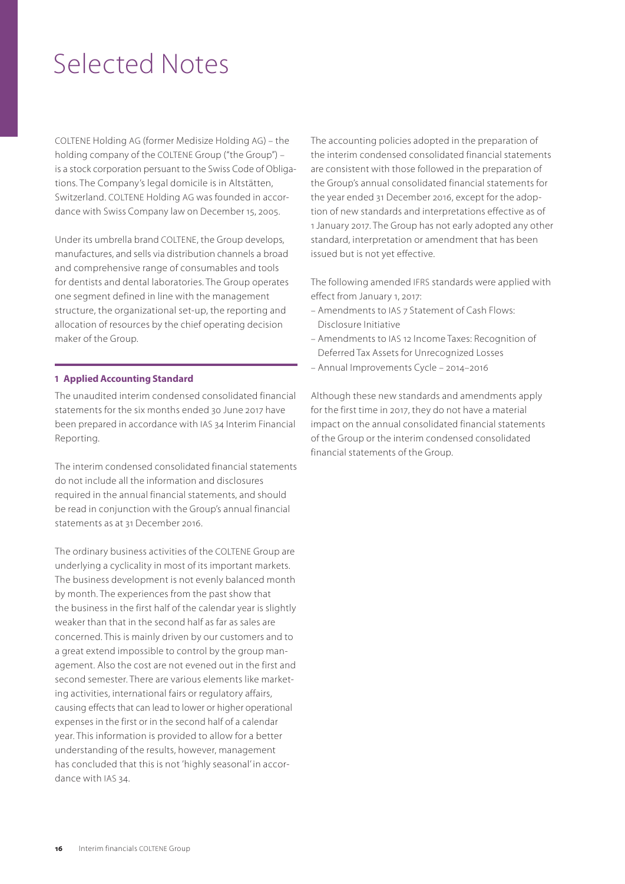# Selected Notes

COLTENE Holding AG (former Medisize Holding AG) – the holding company of the COLTENE Group ("the Group") – is a stock corporation persuant to the Swiss Code of Obligations. The Company's legal domicile is in Altstätten, Switzerland. COLTENE Holding AG was founded in accordance with Swiss Company law on December 15, 2005.

Under its umbrella brand COLTENE, the Group develops, manufactures, and sells via distribution channels a broad and comprehensive range of consumables and tools for dentists and dental laboratories. The Group operates one segment defined in line with the management structure, the organizational set-up, the reporting and allocation of resources by the chief operating decision maker of the Group.

### 1 Applied Accounting Standard

The unaudited interim condensed consolidated financial statements for the six months ended 30 June 2017 have been prepared in accordance with IAS 34 Interim Financial Reporting.

The interim condensed consolidated financial statements do not include all the information and disclosures required in the annual financial statements, and should be read in conjunction with the Group's annual financial statements as at 31 December 2016.

The ordinary business activities of the COLTENE Group are underlying a cyclicality in most of its important markets. The business development is not evenly balanced month by month. The experiences from the past show that the business in the first half of the calendar year is slightly weaker than that in the second half as far as sales are concerned. This is mainly driven by our customers and to a great extend impossible to control by the group management. Also the cost are not evened out in the first and second semester. There are various elements like marketing activities, international fairs or regulatory affairs, causing effects that can lead to lower or higher operational expenses in the first or in the second half of a calendar year. This information is provided to allow for a better understanding of the results, however, management has concluded that this is not 'highly seasonal' in accordance with IAS 34.

The accounting policies adopted in the preparation of the interim condensed consolidated financial statements are consistent with those followed in the preparation of the Group's annual consolidated financial statements for the year ended 31 December 2016, except for the adoption of new standards and interpretations effective as of 1 January 2017. The Group has not early adopted any other standard, interpretation or amendment that has been issued but is not yet effective.

The following amended IFRS standards were applied with effect from January 1, 2017:

- Amendments to IAS 7 Statement of Cash Flows: Disclosure Initiative
- Amendments to IAS 12 Income Taxes: Recognition of Deferred Tax Assets for Unrecognized Losses
- Annual Improvements Cycle – 2014–2016

Although these new standards and amendments apply for the first time in 2017, they do not have a material impact on the annual consolidated financial statements of the Group or the interim condensed consolidated financial statements of the Group.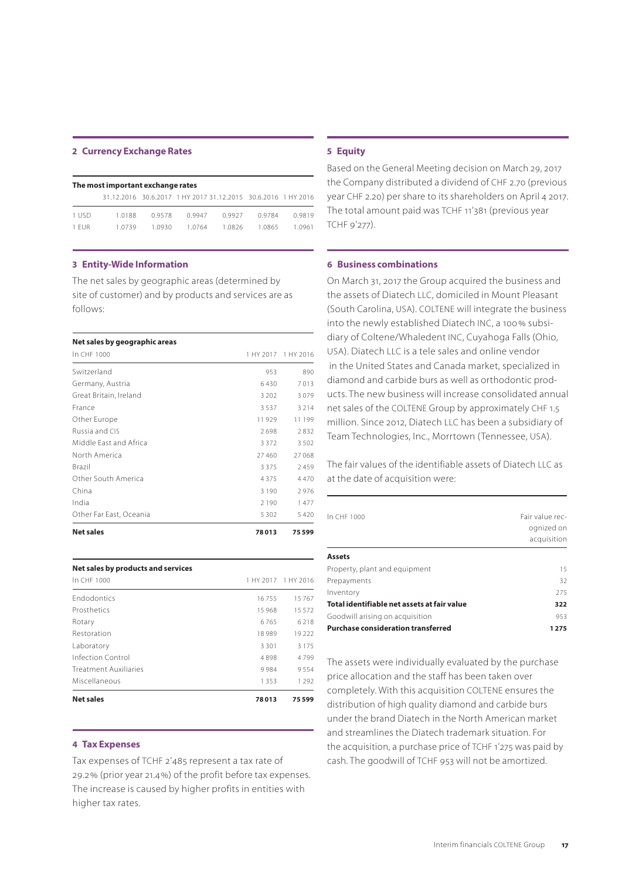## 2 Currency Exchange Rates

**The most important exchange rates**

| | 31.12.2016 | 30.6.2017 | 1 HY 2017 | 31.12.2015 | 30.6.2016 | 1 HY 2016 |
|---|---|---|---|---|---|---|
| 1 USD | 1.0188 | 0.9578 | 0.9947 | 0.9927 | 0.9784 | 0.9819 |
| 1 EUR | 1.0739 | 1.0930 | 1.0764 | 1.0826 | 1.0865 | 1.0961 |

## 3 Entity-Wide Information

The net sales by geographic areas (determined by site of customer) and by products and services are as follows:

**Net sales by geographic areas**

| In CHF 1000 | 1 HY 2017 | 1 HY 2016 |
|---|---|---|
| Switzerland | 953 | 890 |
| Germany, Austria | 6 430 | 7 013 |
| Great Britain, Ireland | 3 202 | 3 079 |
| France | 3 537 | 3 214 |
| Other Europe | 11 929 | 11 199 |
| Russia and CIS | 2 698 | 2 832 |
| Middle East and Africa | 3 372 | 3 502 |
| North America | 27 460 | 27 068 |
| Brazil | 3 375 | 2 459 |
| Other South America | 4 375 | 4 470 |
| China | 3 190 | 2 976 |
| India | 2 190 | 1 477 |
| Other Far East, Oceania | 5 302 | 5 420 |
| **Net sales** | **78 013** | **75 599** |

**Net sales by products and services**

| In CHF 1000 | 1 HY 2017 | 1 HY 2016 |
|---|---|---|
| Endodontics | 16 755 | 15 767 |
| Prosthetics | 15 968 | 15 572 |
| Rotary | 6 765 | 6 218 |
| Restoration | 18 989 | 19 222 |
| Laboratory | 3 301 | 3 175 |
| Infection Control | 4 898 | 4 799 |
| Treatment Auxiliaries | 9 984 | 9 554 |
| Miscellaneous | 1 353 | 1 292 |
| **Net sales** | **78 013** | **75 599** |

## 4 Tax Expenses

Tax expenses of TCHF 2'485 represent a tax rate of 29.2% (prior year 21.4%) of the profit before tax expenses. The increase is caused by higher profits in entities with higher tax rates.

## 5 Equity

Based on the General Meeting decision on March 29, 2017 the Company distributed a dividend of CHF 2.70 (previous year CHF 2.20) per share to its shareholders on April 4 2017. The total amount paid was TCHF 11'381 (previous year TCHF 9'277).

## 6 Business combinations

On March 31, 2017 the Group acquired the business and the assets of Diatech LLC, domiciled in Mount Pleasant (South Carolina, USA). COLTENE will integrate the business into the newly established Diatech INC, a 100% subsidiary of Coltene/Whaledent INC, Cuyahoga Falls (Ohio, USA). Diatech LLC is a tele sales and online vendor in the United States and Canada market, specialized in diamond and carbide burs as well as orthodontic products. The new business will increase consolidated annual net sales of the COLTENE Group by approximately CHF 1.5 million. Since 2012, Diatech LLC has been a subsidiary of Team Technologies, Inc., Morrtown (Tennessee, USA).

The fair values of the identifiable assets of Diatech LLC as at the date of acquisition were:

| In CHF 1000 | Fair value recognized on acquisition |
|---|---|
| **Assets** | |
| Property, plant and equipment | 15 |
| Prepayments | 32 |
| Inventory | 275 |
| **Total identifiable net assets at fair value** | **322** |
| Goodwill arising on acquisition | 953 |
| **Purchase consideration transferred** | **1 275** |

The assets were individually evaluated by the purchase price allocation and the staff has been taken over completely. With this acquisition COLTENE ensures the distribution of high quality diamond and carbide burs under the brand Diatech in the North American market and streamlines the Diatech trademark situation. For the acquisition, a purchase price of TCHF 1'275 was paid by cash. The goodwill of TCHF 953 will not be amortized.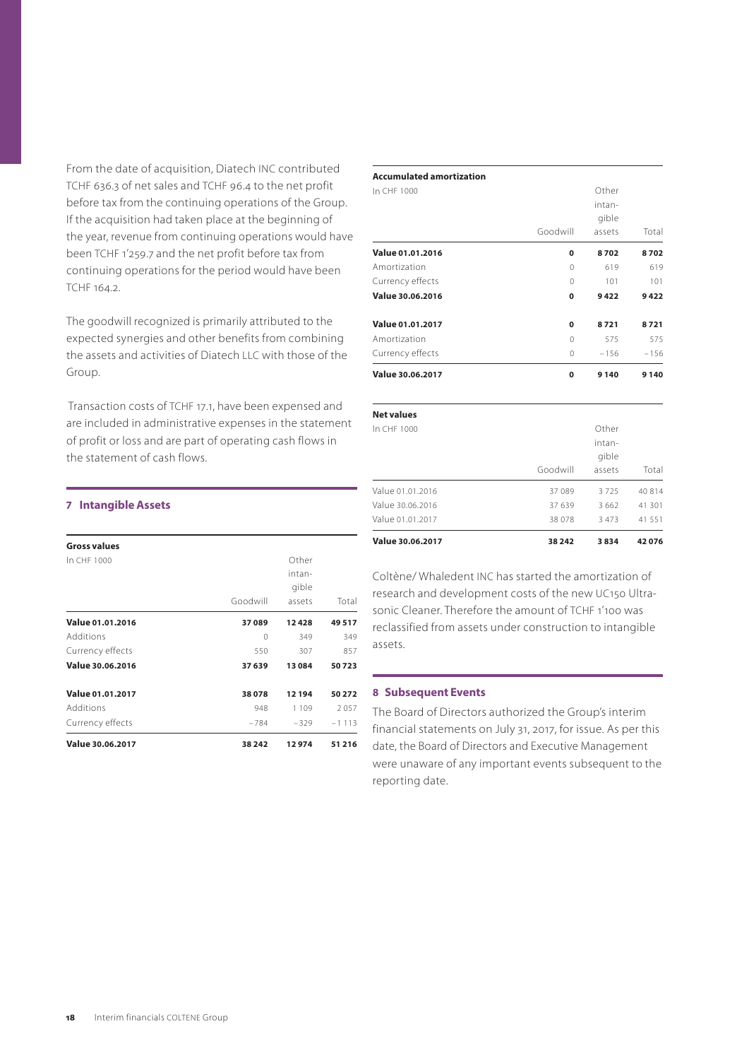From the date of acquisition, Diatech INC contributed TCHF 636.3 of net sales and TCHF 96.4 to the net profit before tax from the continuing operations of the Group. If the acquisition had taken place at the beginning of the year, revenue from continuing operations would have been TCHF 1'259.7 and the net profit before tax from continuing operations for the period would have been TCHF 164.2.

The goodwill recognized is primarily attributed to the expected synergies and other benefits from combining the assets and activities of Diatech LLC with those of the Group.

Transaction costs of TCHF 17.1, have been expensed and are included in administrative expenses in the statement of profit or loss and are part of operating cash flows in the statement of cash flows.

## 7 Intangible Assets

**Gross values**

| In CHF 1000 | Goodwill | Other intangible assets | Total |
|---|---|---|---|
| **Value 01.01.2016** | **37 089** | **12 428** | **49 517** |
| Additions | 0 | 349 | 349 |
| Currency effects | 550 | 307 | 857 |
| **Value 30.06.2016** | **37 639** | **13 084** | **50 723** |
| **Value 01.01.2017** | **38 078** | **12 194** | **50 272** |
| Additions | 948 | 1 109 | 2 057 |
| Currency effects | −784 | −329 | −1 113 |
| **Value 30.06.2017** | **38 242** | **12 974** | **51 216** |

**Accumulated amortization**

| In CHF 1000 | Goodwill | Other intangible assets | Total |
|---|---|---|---|
| **Value 01.01.2016** | **0** | **8 702** | **8 702** |
| Amortization | 0 | 619 | 619 |
| Currency effects | 0 | 101 | 101 |
| **Value 30.06.2016** | **0** | **9 422** | **9 422** |
| **Value 01.01.2017** | **0** | **8 721** | **8 721** |
| Amortization | 0 | 575 | 575 |
| Currency effects | 0 | −156 | −156 |
| **Value 30.06.2017** | **0** | **9 140** | **9 140** |

**Net values**

| In CHF 1000 | Goodwill | Other intangible assets | Total |
|---|---|---|---|
| Value 01.01.2016 | 37 089 | 3 725 | 40 814 |
| Value 30.06.2016 | 37 639 | 3 662 | 41 301 |
| Value 01.01.2017 | 38 078 | 3 473 | 41 551 |
| **Value 30.06.2017** | **38 242** | **3 834** | **42 076** |

Coltène/ Whaledent INC has started the amortization of research and development costs of the new UC150 Ultrasonic Cleaner. Therefore the amount of TCHF 1'100 was reclassified from assets under construction to intangible assets.

## 8 Subsequent Events

The Board of Directors authorized the Group's interim financial statements on July 31, 2017, for issue. As per this date, the Board of Directors and Executive Management were unaware of any important events subsequent to the reporting date.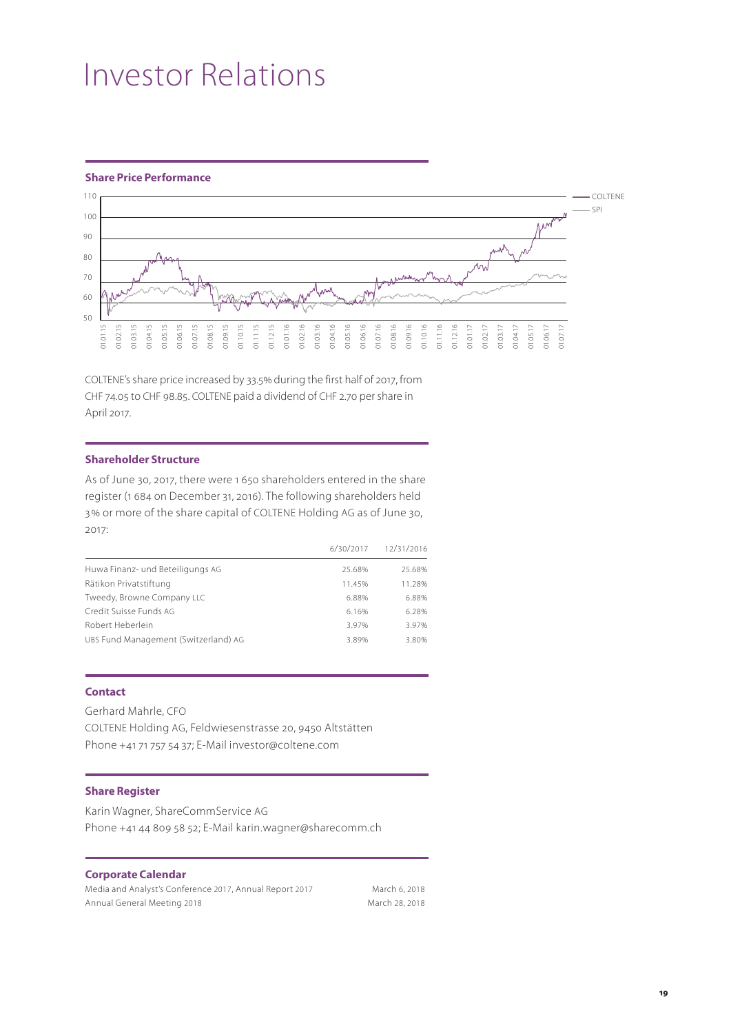# Investor Relations

## Share Price Performance

COLTENE's share price increased by 33.5% during the first half of 2017, from CHF 74.05 to CHF 98.85. COLTENE paid a dividend of CHF 2.70 per share in April 2017.

## Shareholder Structure

As of June 30, 2017, there were 1 650 shareholders entered in the share register (1 684 on December 31, 2016). The following shareholders held 3% or more of the share capital of COLTENE Holding AG as of June 30, 2017:

| | 6/30/2017 | 12/31/2016 |
|---|---|---|
| Huwa Finanz- und Beteiligungs AG | 25.68% | 25.68% |
| Rätikon Privatstiftung | 11.45% | 11.28% |
| Tweedy, Browne Company LLC | 6.88% | 6.88% |
| Credit Suisse Funds AG | 6.16% | 6.28% |
| Robert Heberlein | 3.97% | 3.97% |
| UBS Fund Management (Switzerland) AG | 3.89% | 3.80% |

## Contact

Gerhard Mahrle, CFO
COLTENE Holding AG, Feldwiesenstrasse 20, 9450 Altstätten
Phone +41 71 757 54 37; E-Mail investor@coltene.com

## Share Register

Karin Wagner, ShareCommService AG
Phone +41 44 809 58 52; E-Mail karin.wagner@sharecomm.ch

## Corporate Calendar

| | |
|---|---|
| Media and Analyst's Conference 2017, Annual Report 2017 | March 6, 2018 |
| Annual General Meeting 2018 | March 28, 2018 |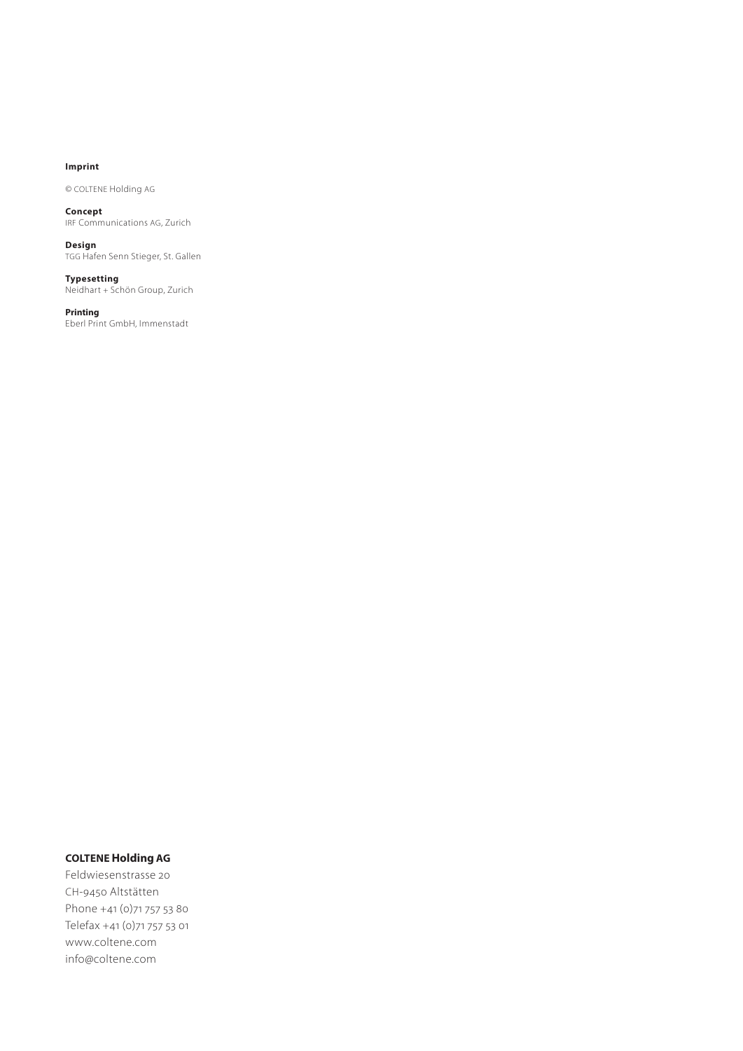**Imprint**

© COLTENE Holding AG

**Concept**
IRF Communications AG, Zurich

**Design**
TGG Hafen Senn Stieger, St. Gallen

**Typesetting**
Neidhart + Schön Group, Zurich

**Printing**
Eberl Print GmbH, Immenstadt

**COLTENE Holding AG**
Feldwiesenstrasse 20
CH-9450 Altstätten
Phone +41 (0)71 757 53 80
Telefax +41 (0)71 757 53 01
www.coltene.com
info@coltene.com